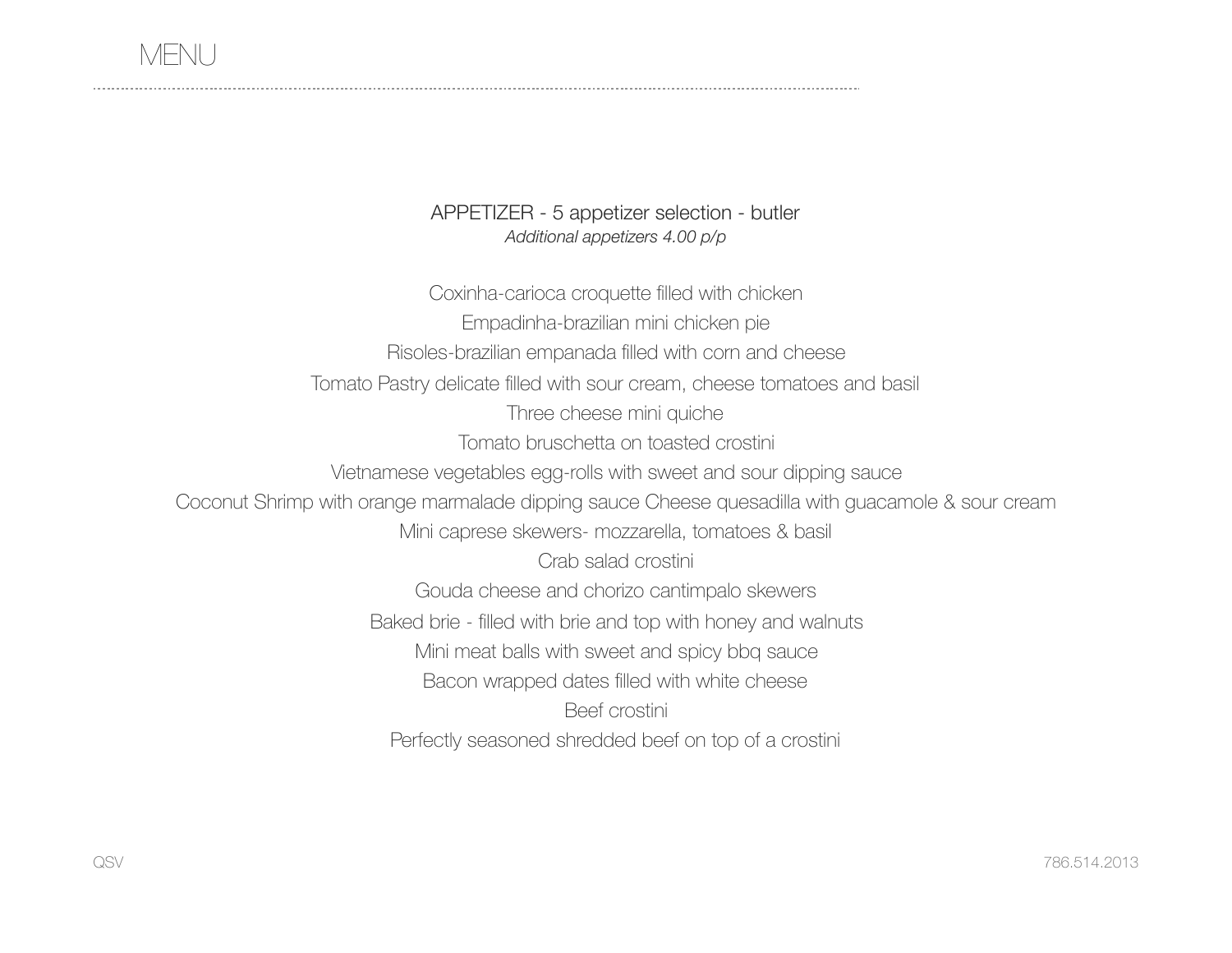# MENU

## APPETIZER - 5 appetizer selection - butler

*Additional appetizers 4.00 p/p*

Coxinha-carioca croquette filled with chicken

Empadinha-brazilian mini chicken pie

Risoles-brazilian empanada filled with corn and cheese

Tomato Pastry delicate filled with sour cream, cheese tomatoes and basil

Three cheese mini quiche

Tomato bruschetta on toasted crostini

Vietnamese vegetables egg-rolls with sweet and sour dipping sauce

Coconut Shrimp with orange marmalade dipping sauce Cheese quesadilla with guacamole & sour cream

Mini caprese skewers- mozzarella, tomatoes & basil

Crab salad crostini

Gouda cheese and chorizo cantimpalo skewers

Baked brie - filled with brie and top with honey and walnuts

Mini meat balls with sweet and spicy bbq sauce

Bacon wrapped dates filled with white cheese

Beef crostini

Perfectly seasoned shredded beef on top of a crostini

QSV 786.514.2013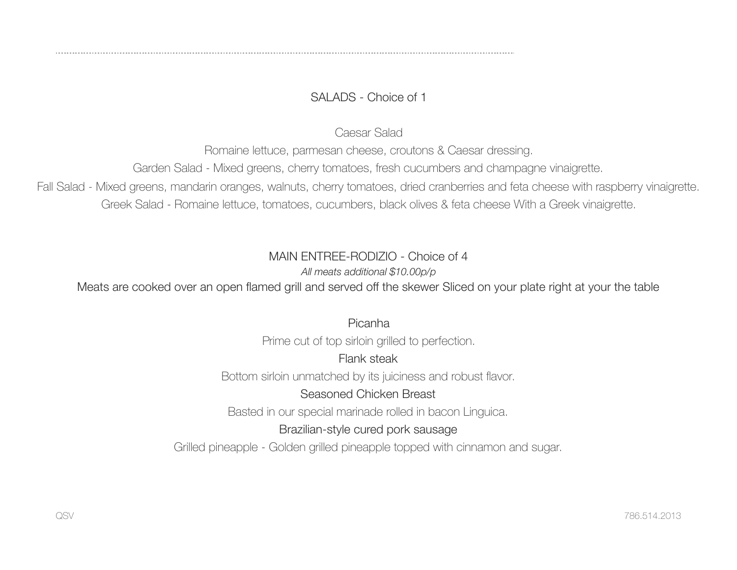## SALADS - Choice of 1

Caesar Salad

Romaine lettuce, parmesan cheese, croutons & Caesar dressing.

Garden Salad - Mixed greens, cherry tomatoes, fresh cucumbers and champagne vinaigrette.

Fall Salad - Mixed greens, mandarin oranges, walnuts, cherry tomatoes, dried cranberries and feta cheese with raspberry vinaigrette.

Greek Salad - Romaine lettuce, tomatoes, cucumbers, black olives & feta cheese With a Greek vinaigrette.

## MAIN ENTREE-RODIZIO - Choice of 4

*All meats additional $10.00p/p*

Meats are cooked over an open flamed grill and served off the skewer Sliced on your plate right at your the table

Picanha

Prime cut of top sirloin grilled to perfection.

Flank steak

Bottom sirloin unmatched by its juiciness and robust flavor.

Seasoned Chicken Breast

Basted in our special marinade rolled in bacon Linguica.

Brazilian-style cured pork sausage

Grilled pineapple - Golden grilled pineapple topped with cinnamon and sugar.

QSV

786.514.2013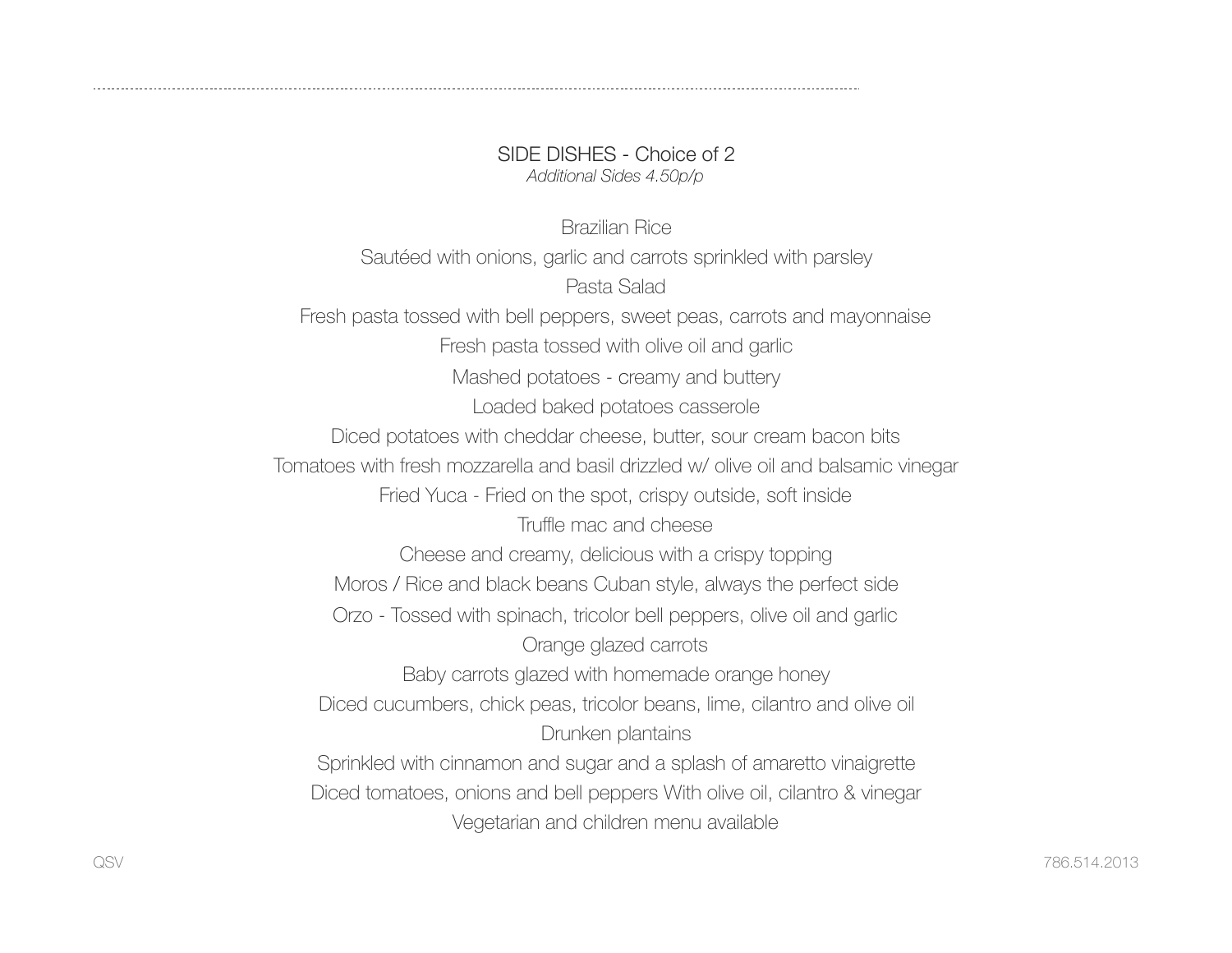## SIDE DISHES - Choice of 2

*Additional Sides 4.50p/p*

Brazilian Rice

Sautéed with onions, garlic and carrots sprinkled with parsley

Pasta Salad

Fresh pasta tossed with bell peppers, sweet peas, carrots and mayonnaise

Fresh pasta tossed with olive oil and garlic

Mashed potatoes - creamy and buttery

Loaded baked potatoes casserole

Diced potatoes with cheddar cheese, butter, sour cream bacon bits

Tomatoes with fresh mozzarella and basil drizzled w/ olive oil and balsamic vinegar

Fried Yuca - Fried on the spot, crispy outside, soft inside

Truffle mac and cheese

Cheese and creamy, delicious with a crispy topping

Moros / Rice and black beans Cuban style, always the perfect side

Orzo - Tossed with spinach, tricolor bell peppers, olive oil and garlic

Orange glazed carrots

Baby carrots glazed with homemade orange honey

Diced cucumbers, chick peas, tricolor beans, lime, cilantro and olive oil

Drunken plantains

Sprinkled with cinnamon and sugar and a splash of amaretto vinaigrette

Diced tomatoes, onions and bell peppers With olive oil, cilantro & vinegar

Vegetarian and children menu available

QSV

786.514.2013